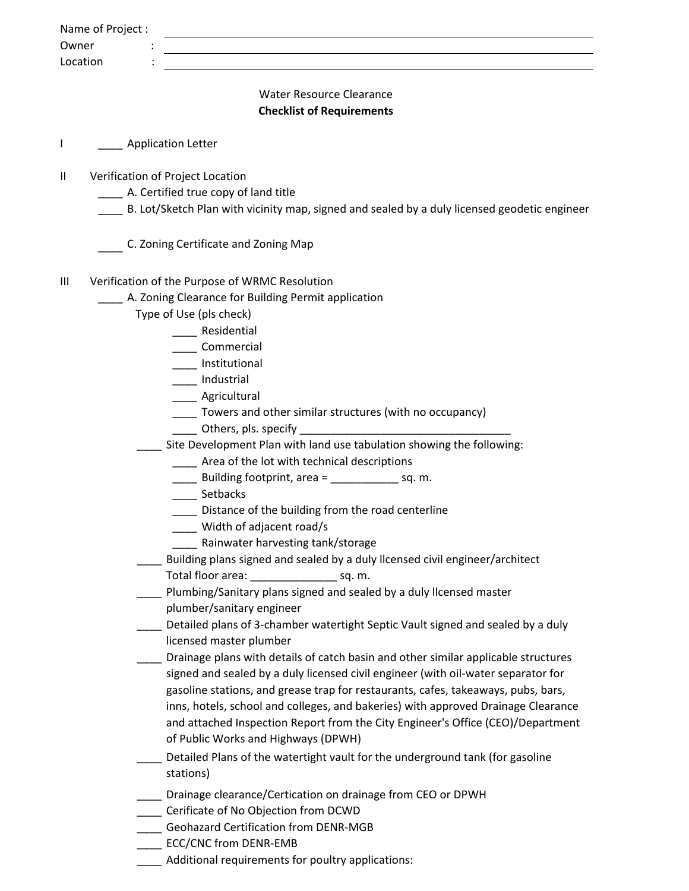Name of Project : ______________________________
Owner : ______________________________
Location : ______________________________

## Water Resource Clearance
## **Checklist of Requirements**

I ____ Application Letter

II Verification of Project Location

____ A. Certified true copy of land title
____ B. Lot/Sketch Plan with vicinity map, signed and sealed by a duly licensed geodetic engineer

____ C. Zoning Certificate and Zoning Map

III Verification of the Purpose of WRMC Resolution

____ A. Zoning Clearance for Building Permit application

Type of Use (pls check)

- ____ Residential
- ____ Commercial
- ____ Institutional
- ____ Industrial
- ____ Agricultural
- ____ Towers and other similar structures (with no occupancy)
- ____ Others, pls. specify ___________________________________

____ Site Development Plan with land use tabulation showing the following:

- ____ Area of the lot with technical descriptions
- ____ Building footprint, area = ___________ sq. m.
- ____ Setbacks
- ____ Distance of the building from the road centerline
- ____ Width of adjacent road/s
- ____ Rainwater harvesting tank/storage

____ Building plans signed and sealed by a duly llcensed civil engineer/architect
Total floor area: ______________ sq. m.

____ Plumbing/Sanitary plans signed and sealed by a duly llcensed master plumber/sanitary engineer

____ Detailed plans of 3-chamber watertight Septic Vault signed and sealed by a duly licensed master plumber

____ Drainage plans with details of catch basin and other similar applicable structures signed and sealed by a duly licensed civil engineer (with oil-water separator for gasoline stations, and grease trap for restaurants, cafes, takeaways, pubs, bars, inns, hotels, school and colleges, and bakeries) with approved Drainage Clearance and attached Inspection Report from the City Engineer's Office (CEO)/Department of Public Works and Highways (DPWH)

____ Detailed Plans of the watertight vault for the underground tank (for gasoline stations)

____ Drainage clearance/Certication on drainage from CEO or DPWH
____ Cerificate of No Objection from DCWD
____ Geohazard Certification from DENR-MGB
____ ECC/CNC from DENR-EMB
____ Additional requirements for poultry applications: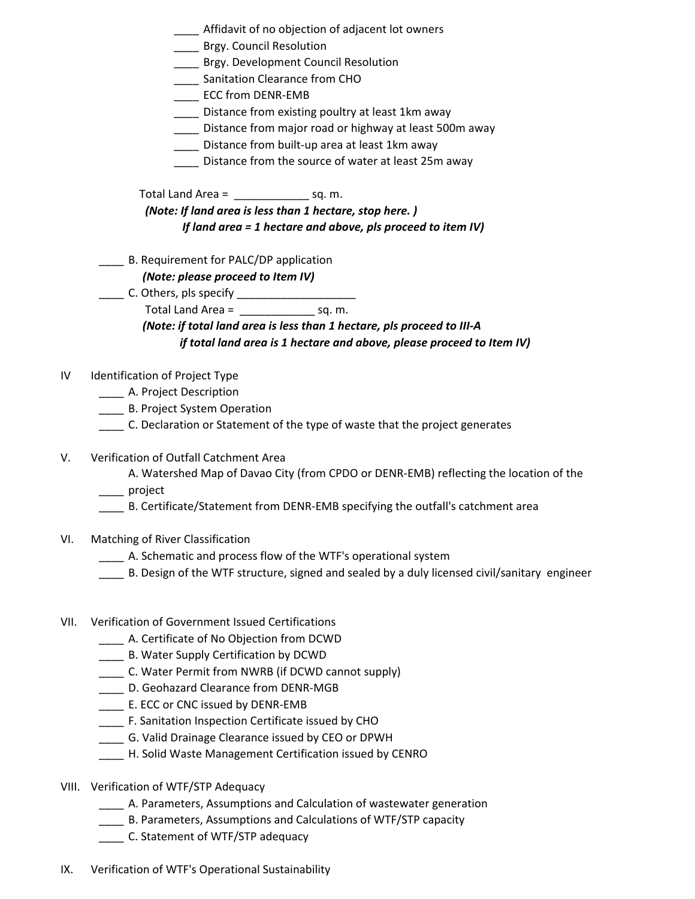- ____ Affidavit of no objection of adjacent lot owners
- ____ Brgy. Council Resolution
- ____ Brgy. Development Council Resolution
- ____ Sanitation Clearance from CHO
- ____ ECC from DENR-EMB
- ____ Distance from existing poultry at least 1km away
- ____ Distance from major road or highway at least 500m away
- ____ Distance from built-up area at least 1km away
- ____ Distance from the source of water at least 25m away

Total Land Area = ____________ sq. m.

***(Note: If land area is less than 1 hectare, stop here. )***
***If land area = 1 hectare and above, pls proceed to item IV)***

____ B. Requirement for PALC/DP application

***(Note: please proceed to Item IV)***

____ C. Others, pls specify ___________________

Total Land Area = ____________ sq. m.

***(Note: if total land area is less than 1 hectare, pls proceed to III-A***
***if total land area is 1 hectare and above, please proceed to Item IV)***

IV Identification of Project Type

- ____ A. Project Description
- ____ B. Project System Operation
- ____ C. Declaration or Statement of the type of waste that the project generates

V. Verification of Outfall Catchment Area

- ____ A. Watershed Map of Davao City (from CPDO or DENR-EMB) reflecting the location of the project
- ____ B. Certificate/Statement from DENR-EMB specifying the outfall's catchment area

VI. Matching of River Classification

- ____ A. Schematic and process flow of the WTF's operational system
- ____ B. Design of the WTF structure, signed and sealed by a duly licensed civil/sanitary engineer

VII. Verification of Government Issued Certifications

- ____ A. Certificate of No Objection from DCWD
- ____ B. Water Supply Certification by DCWD
- ____ C. Water Permit from NWRB (if DCWD cannot supply)
- ____ D. Geohazard Clearance from DENR-MGB
- ____ E. ECC or CNC issued by DENR-EMB
- ____ F. Sanitation Inspection Certificate issued by CHO
- ____ G. Valid Drainage Clearance issued by CEO or DPWH
- ____ H. Solid Waste Management Certification issued by CENRO

VIII. Verification of WTF/STP Adequacy

- ____ A. Parameters, Assumptions and Calculation of wastewater generation
- ____ B. Parameters, Assumptions and Calculations of WTF/STP capacity
- ____ C. Statement of WTF/STP adequacy

IX. Verification of WTF's Operational Sustainability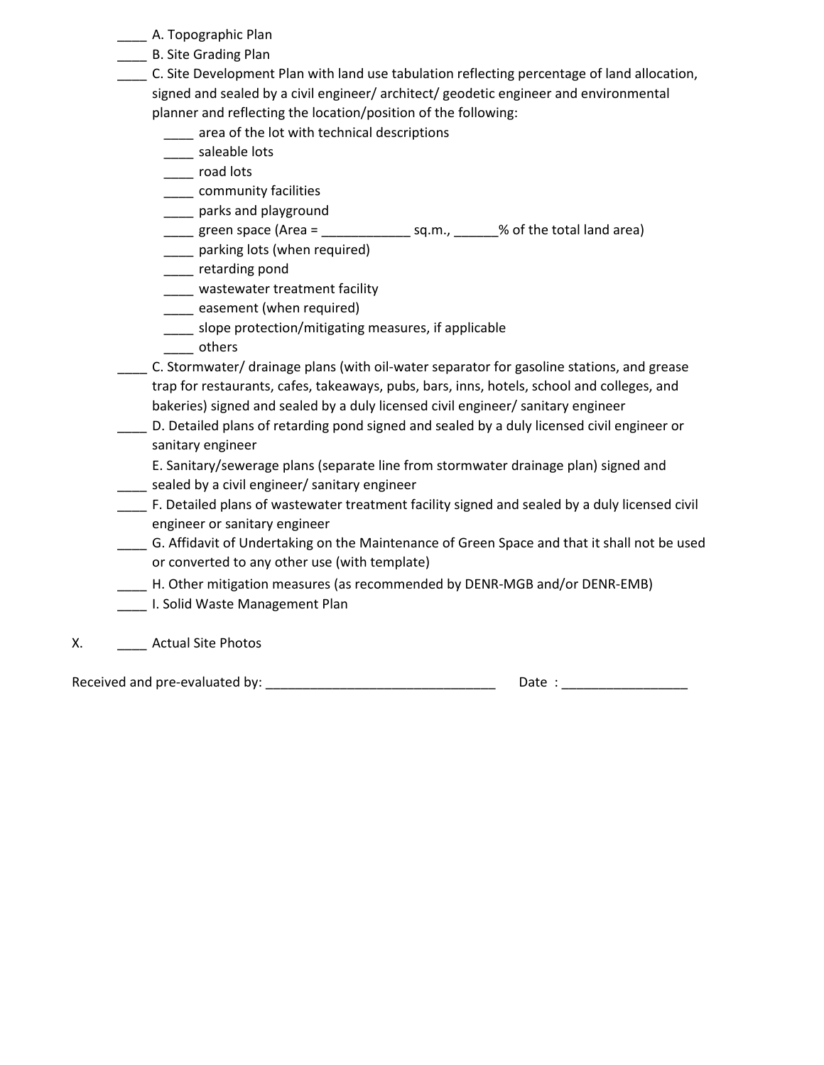____ A. Topographic Plan

____ B. Site Grading Plan

____ C. Site Development Plan with land use tabulation reflecting percentage of land allocation, signed and sealed by a civil engineer/ architect/ geodetic engineer and environmental planner and reflecting the location/position of the following:

- ____ area of the lot with technical descriptions
- ____ saleable lots
- ____ road lots
- ____ community facilities
- ____ parks and playground
- ____ green space (Area = ____________ sq.m., ______% of the total land area)
- ____ parking lots (when required)
- ____ retarding pond
- ____ wastewater treatment facility
- ____ easement (when required)
- ____ slope protection/mitigating measures, if applicable
- ____ others

____ C. Stormwater/ drainage plans (with oil-water separator for gasoline stations, and grease trap for restaurants, cafes, takeaways, pubs, bars, inns, hotels, school and colleges, and bakeries) signed and sealed by a duly licensed civil engineer/ sanitary engineer

____ D. Detailed plans of retarding pond signed and sealed by a duly licensed civil engineer or sanitary engineer

____ E. Sanitary/sewerage plans (separate line from stormwater drainage plan) signed and sealed by a civil engineer/ sanitary engineer

____ F. Detailed plans of wastewater treatment facility signed and sealed by a duly licensed civil engineer or sanitary engineer

____ G. Affidavit of Undertaking on the Maintenance of Green Space and that it shall not be used or converted to any other use (with template)

____ H. Other mitigation measures (as recommended by DENR-MGB and/or DENR-EMB)

____ I. Solid Waste Management Plan

X. ____ Actual Site Photos

Received and pre-evaluated by: ________________________________ Date : _________________